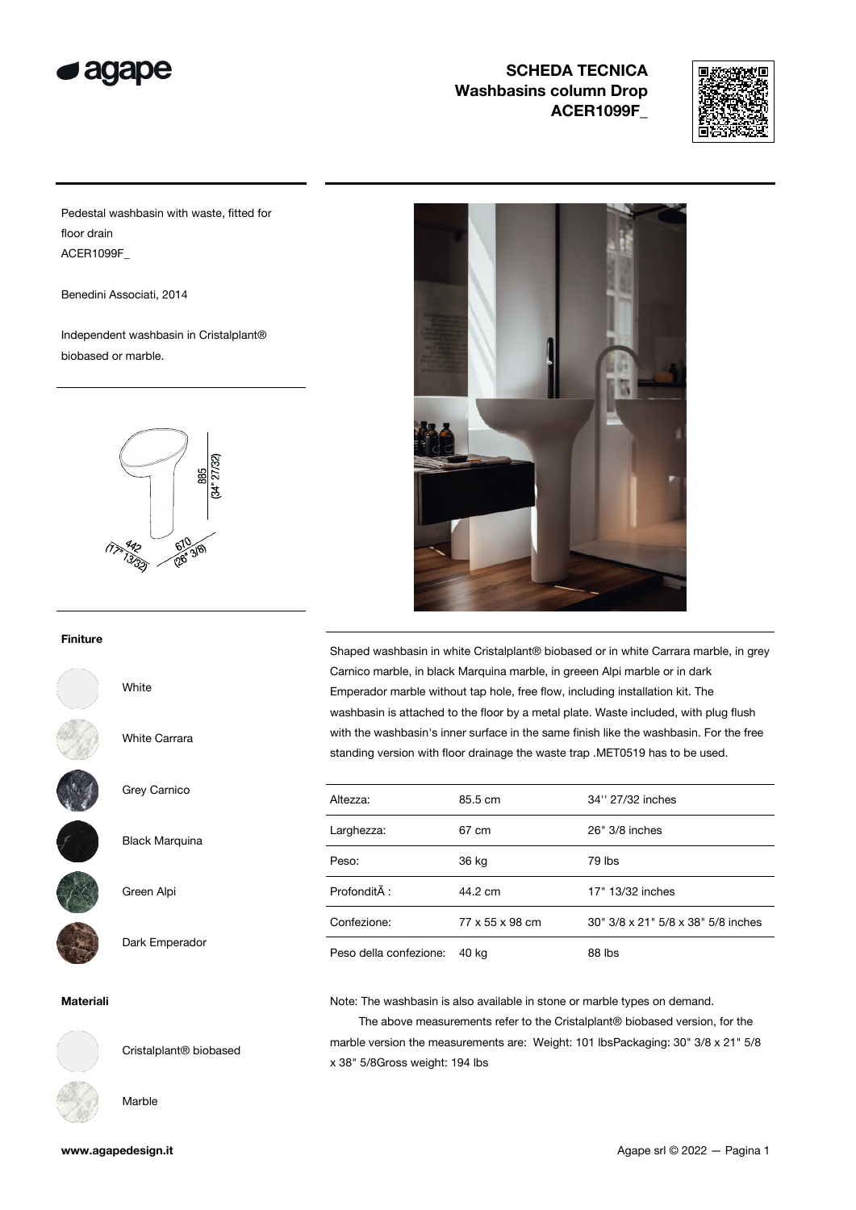**SCHEDA TECNICA**
**Washbasins column Drop**
**ACER1099F_**

Pedestal washbasin with waste, fitted for floor drain
ACER1099F_

Benedini Associati, 2014

Independent washbasin in Cristalplant® biobased or marble.

885 (34" 27/32)
442 (17" 13/32)
670 (26" 3/8)

### Finiture

- White
- White Carrara
- Grey Carnico
- Black Marquina
- Green Alpi
- Dark Emperador

### Materiali

- Cristalplant® biobased
- Marble

Shaped washbasin in white Cristalplant® biobased or in white Carrara marble, in grey Carnico marble, in black Marquina marble, in greeen Alpi marble or in dark Emperador marble without tap hole, free flow, including installation kit. The washbasin is attached to the floor by a metal plate. Waste included, with plug flush with the washbasin's inner surface in the same finish like the washbasin. For the free standing version with floor drainage the waste trap .MET0519 has to be used.

| | | |
|---|---|---|
| Altezza: | 85.5 cm | 34'' 27/32 inches |
| Larghezza: | 67 cm | 26" 3/8 inches |
| Peso: | 36 kg | 79 lbs |
| ProfonditÃ : | 44.2 cm | 17" 13/32 inches |
| Confezione: | 77 x 55 x 98 cm | 30" 3/8 x 21" 5/8 x 38" 5/8 inches |
| Peso della confezione: | 40 kg | 88 lbs |

Note: The washbasin is also available in stone or marble types on demand.
The above measurements refer to the Cristalplant® biobased version, for the marble version the measurements are: Weight: 101 lbsPackaging: 30" 3/8 x 21" 5/8 x 38" 5/8Gross weight: 194 lbs

www.agapedesign.it

Agape srl © 2022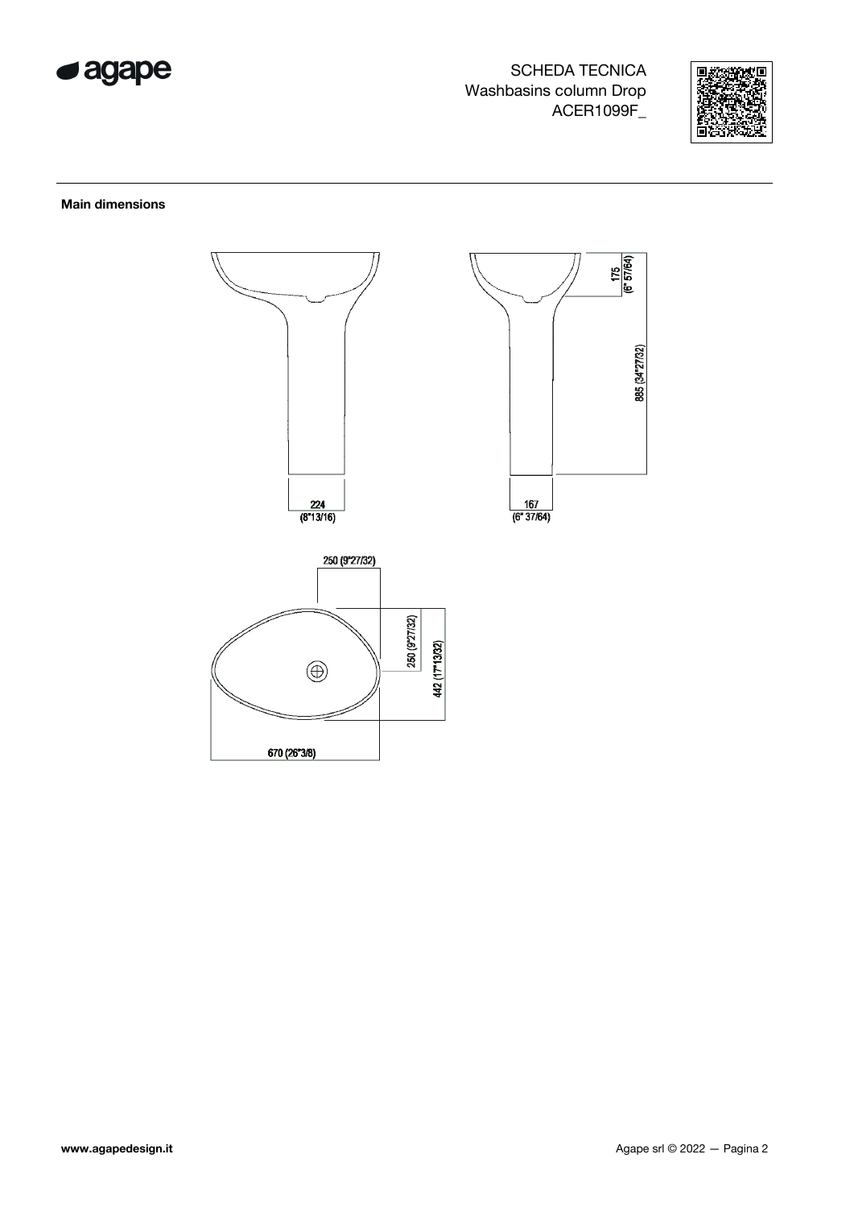SCHEDA TECNICA
Washbasins column Drop
ACER1099F_

## Main dimensions

224 (8"13/16)

167 (6" 37/64)

175 (6" 57/64)

885 (34"27/32)

250 (9"27/32)

250 (9"27/32)

442 (17"13/32)

670 (26"3/8)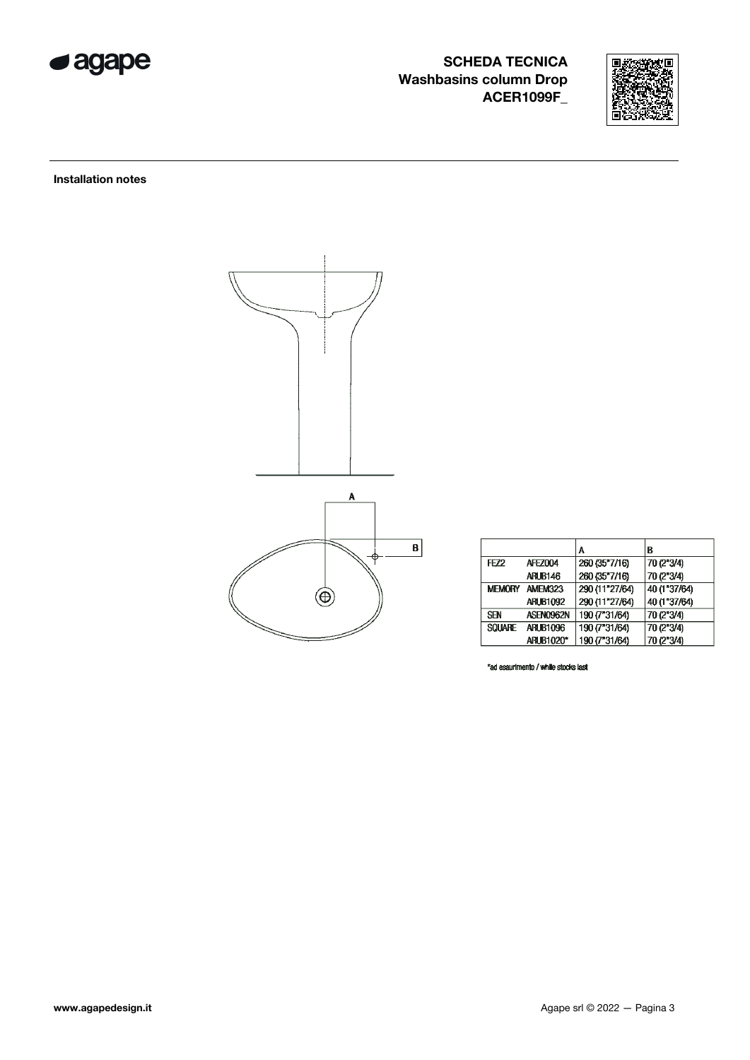# SCHEDA TECNICA
## Washbasins column Drop
## ACER1099F_

### Installation notes

A

B

| | | A | B |
|---|---|---|---|
| FEZ2 | AFEZ004 | 260 (35"7/16) | 70 (2"3/4) |
| | ARUB146 | 260 (35"7/16) | 70 (2"3/4) |
| MEMORY | AMEM323 | 290 (11"27/64) | 40 (1"37/64) |
| | ARUB1092 | 290 (11"27/64) | 40 (1"37/64) |
| SEN | ASEN0962N | 190 (7"31/64) | 70 (2"3/4) |
| SQUARE | ARUB1096 | 190 (7"31/64) | 70 (2"3/4) |
| | ARUB1020* | 190 (7"31/64) | 70 (2"3/4) |

*ad esaurimento / while stocks last

www.agapedesign.it

Agape srl © 2022